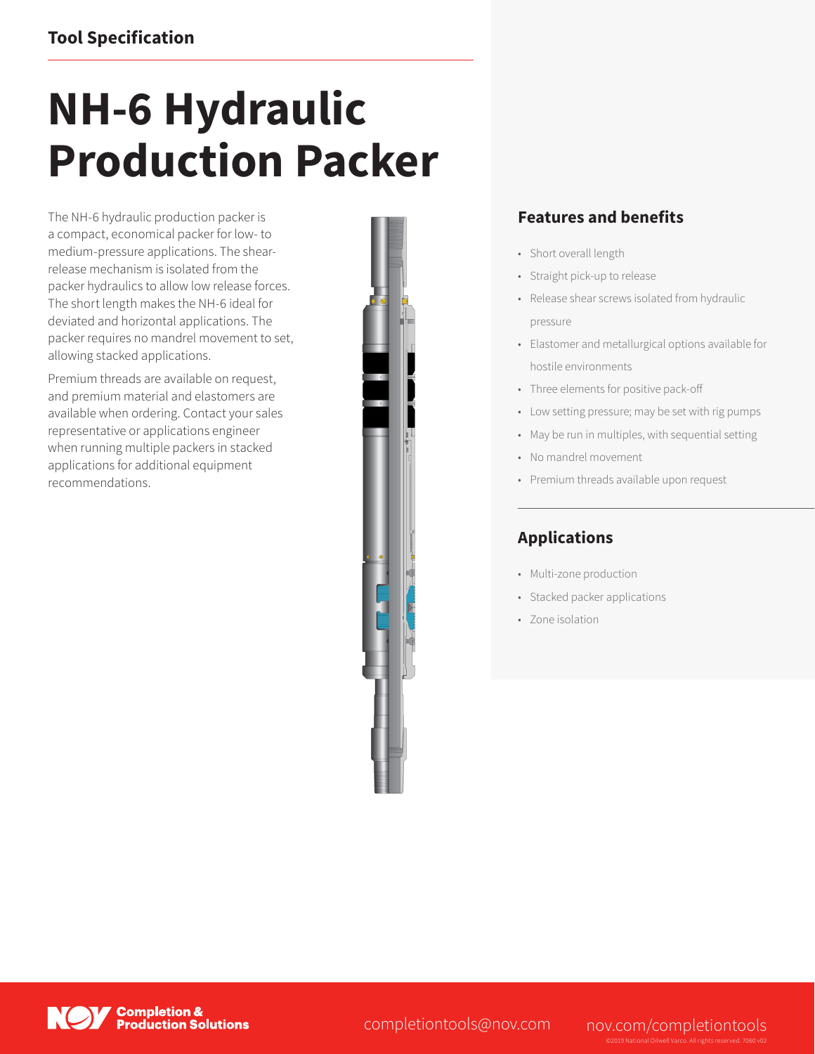Tool Specification

# NH-6 Hydraulic Production Packer

The NH-6 hydraulic production packer is a compact, economical packer for low- to medium-pressure applications. The shear-release mechanism is isolated from the packer hydraulics to allow low release forces. The short length makes the NH-6 ideal for deviated and horizontal applications. The packer requires no mandrel movement to set, allowing stacked applications.

Premium threads are available on request, and premium material and elastomers are available when ordering. Contact your sales representative or applications engineer when running multiple packers in stacked applications for additional equipment recommendations.

## Features and benefits

- Short overall length
- Straight pick-up to release
- Release shear screws isolated from hydraulic pressure
- Elastomer and metallurgical options available for hostile environments
- Three elements for positive pack-off
- Low setting pressure; may be set with rig pumps
- May be run in multiples, with sequential setting
- No mandrel movement
- Premium threads available upon request

## Applications

- Multi-zone production
- Stacked packer applications
- Zone isolation

NOV Completion & Production Solutions

completiontools@nov.com

nov.com/completiontools

©2019 National Oilwell Varco. All rights reserved. 7060 v02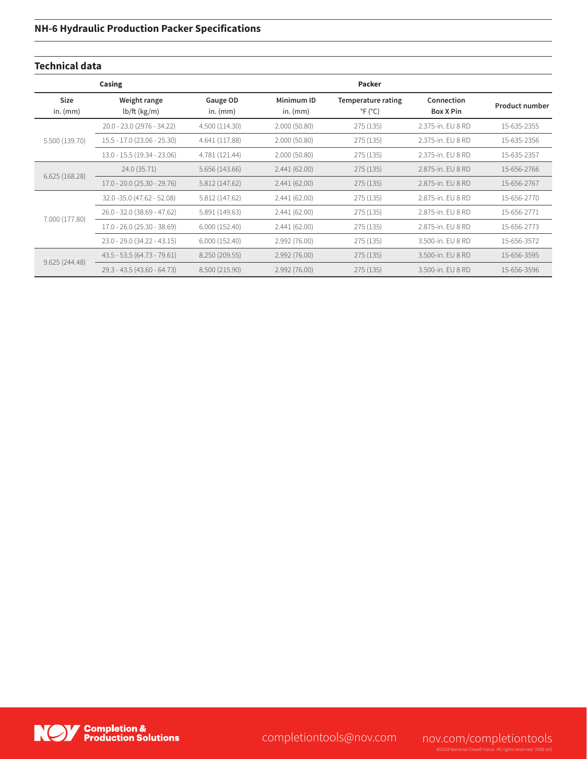## NH-6 Hydraulic Production Packer Specifications

### Technical data

| Casing | | Packer | | | | |
|---|---|---|---|---|---|---|
| Size in. (mm) | Weight range lb/ft (kg/m) | Gauge OD in. (mm) | Minimum ID in. (mm) | Temperature rating °F (°C) | Connection Box X Pin | Product number |
| 5.500 (139.70) | 20.0 - 23.0 (2976 - 34.22) | 4.500 (114.30) | 2.000 (50.80) | 275 (135) | 2.375-in. EU 8 RD | 15-635-2355 |
| | 15.5 - 17.0 (23.06 - 25.30) | 4.641 (117.88) | 2.000 (50.80) | 275 (135) | 2.375-in. EU 8 RD | 15-635-2356 |
| | 13.0 - 15.5 (19.34 - 23.06) | 4.781 (121.44) | 2.000 (50.80) | 275 (135) | 2.375-in. EU 8 RD | 15-635-2357 |
| 6.625 (168.28) | 24.0 (35.71) | 5.656 (143.66) | 2.441 (62.00) | 275 (135) | 2.875-in. EU 8 RD | 15-656-2766 |
| | 17.0 - 20.0 (25.30 - 29.76) | 5.812 (147.62) | 2.441 (62.00) | 275 (135) | 2.875-in. EU 8 RD | 15-656-2767 |
| 7.000 (177.80) | 32.0 -35.0 (47.62 - 52.08) | 5.812 (147.62) | 2.441 (62.00) | 275 (135) | 2.875-in. EU 8 RD | 15-656-2770 |
| | 26.0 - 32.0 (38.69 - 47.62) | 5.891 (149.63) | 2.441 (62.00) | 275 (135) | 2.875-in. EU 8 RD | 15-656-2771 |
| | 17.0 - 26.0 (25.30 - 38.69) | 6.000 (152.40) | 2.441 (62.00) | 275 (135) | 2.875-in. EU 8 RD | 15-656-2773 |
| | 23.0 - 29.0 (34.22 - 43.15) | 6.000 (152.40) | 2.992 (76.00) | 275 (135) | 3.500-in. EU 8 RD | 15-656-3572 |
| 9.625 (244.48) | 43.5 - 53.5 (64.73 - 79.61) | 8.250 (209.55) | 2.992 (76.00) | 275 (135) | 3.500-in. EU 8 RD | 15-656-3595 |
| | 29.3 - 43.5 (43.60 - 64.73) | 8.500 (215.90) | 2.992 (76.00) | 275 (135) | 3.500-in. EU 8 RD | 15-656-3596 |

NOV Completion & Production Solutions

completiontools@nov.com

nov.com/completiontools

©2019 National Oilwell Varco. All rights reserved. 7060 v02